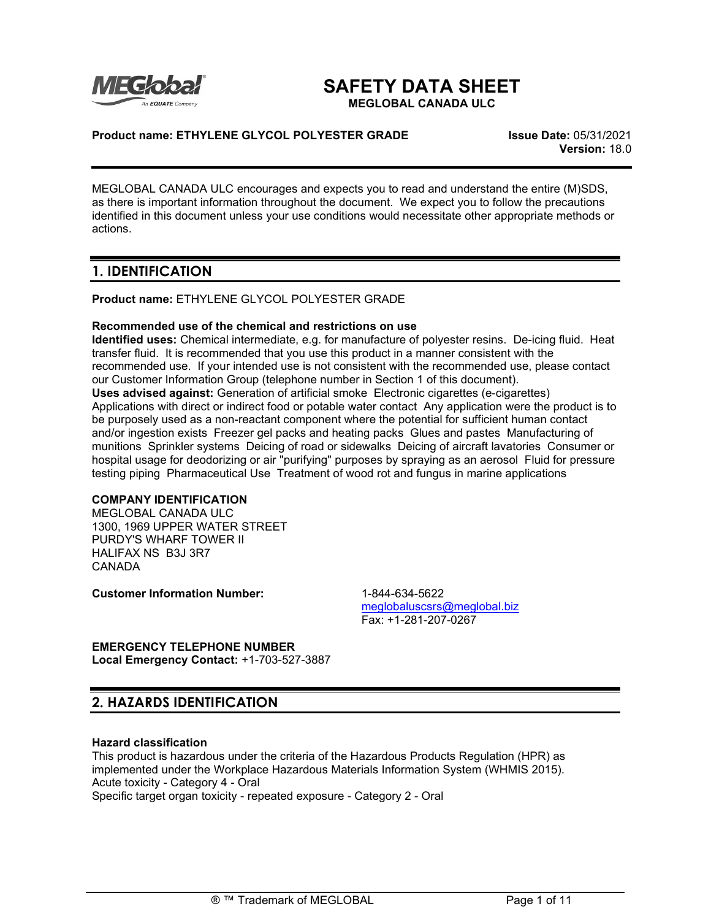# SAFETY DATA SHEET

**MEGLOBAL CANADA ULC**

**Product name: ETHYLENE GLYCOL POLYESTER GRADE**

**Issue Date:** 05/31/2021
**Version:** 18.0

MEGLOBAL CANADA ULC encourages and expects you to read and understand the entire (M)SDS, as there is important information throughout the document. We expect you to follow the precautions identified in this document unless your use conditions would necessitate other appropriate methods or actions.

## 1. IDENTIFICATION

**Product name:** ETHYLENE GLYCOL POLYESTER GRADE

**Recommended use of the chemical and restrictions on use**

**Identified uses:** Chemical intermediate, e.g. for manufacture of polyester resins. De-icing fluid. Heat transfer fluid. It is recommended that you use this product in a manner consistent with the recommended use. If your intended use is not consistent with the recommended use, please contact our Customer Information Group (telephone number in Section 1 of this document).

**Uses advised against:** Generation of artificial smoke Electronic cigarettes (e-cigarettes) Applications with direct or indirect food or potable water contact Any application were the product is to be purposely used as a non-reactant component where the potential for sufficient human contact and/or ingestion exists Freezer gel packs and heating packs Glues and pastes Manufacturing of munitions Sprinkler systems Deicing of road or sidewalks Deicing of aircraft lavatories Consumer or hospital usage for deodorizing or air "purifying" purposes by spraying as an aerosol Fluid for pressure testing piping Pharmaceutical Use Treatment of wood rot and fungus in marine applications

**COMPANY IDENTIFICATION**

MEGLOBAL CANADA ULC
1300, 1969 UPPER WATER STREET
PURDY'S WHARF TOWER II
HALIFAX NS B3J 3R7
CANADA

**Customer Information Number:** 1-844-634-5622
meglobaluscsrs@meglobal.biz
Fax: +1-281-207-0267

**EMERGENCY TELEPHONE NUMBER**

**Local Emergency Contact:** +1-703-527-3887

## 2. HAZARDS IDENTIFICATION

**Hazard classification**

This product is hazardous under the criteria of the Hazardous Products Regulation (HPR) as implemented under the Workplace Hazardous Materials Information System (WHMIS 2015).

Acute toxicity - Category 4 - Oral

Specific target organ toxicity - repeated exposure - Category 2 - Oral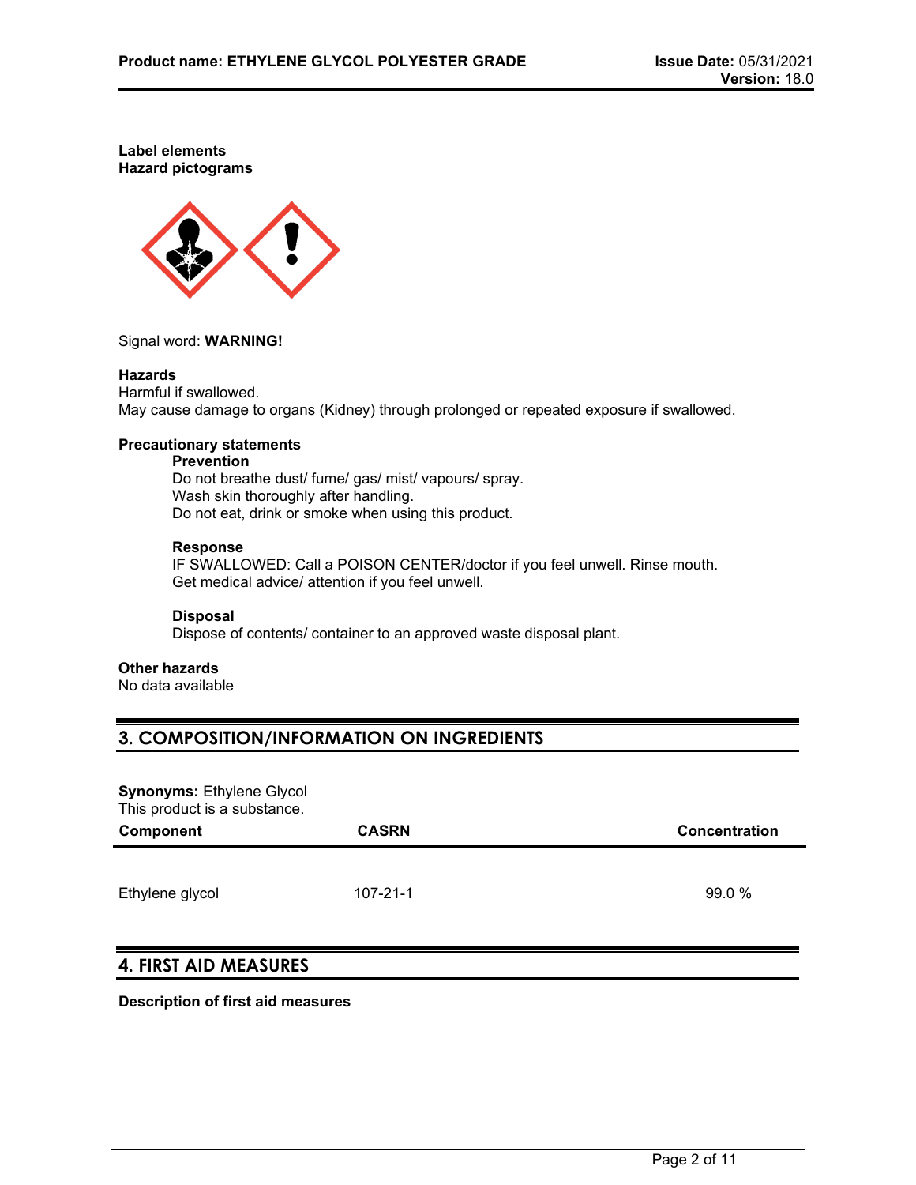**Label elements**
**Hazard pictograms**

Signal word: **WARNING!**

**Hazards**
Harmful if swallowed.
May cause damage to organs (Kidney) through prolonged or repeated exposure if swallowed.

**Precautionary statements**

**Prevention**
Do not breathe dust/ fume/ gas/ mist/ vapours/ spray.
Wash skin thoroughly after handling.
Do not eat, drink or smoke when using this product.

**Response**
IF SWALLOWED: Call a POISON CENTER/doctor if you feel unwell. Rinse mouth.
Get medical advice/ attention if you feel unwell.

**Disposal**
Dispose of contents/ container to an approved waste disposal plant.

**Other hazards**
No data available

## 3. COMPOSITION/INFORMATION ON INGREDIENTS

**Synonyms:** Ethylene Glycol
This product is a substance.

| Component | CASRN | Concentration |
|---|---|---|
| Ethylene glycol | 107-21-1 | 99.0 % |

## 4. FIRST AID MEASURES

**Description of first aid measures**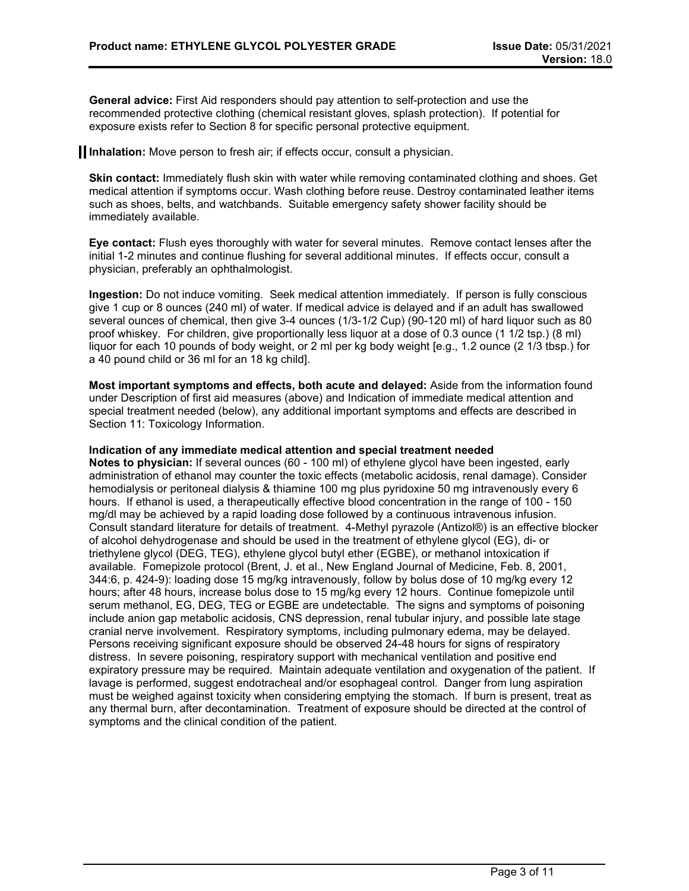**General advice:** First Aid responders should pay attention to self-protection and use the recommended protective clothing (chemical resistant gloves, splash protection). If potential for exposure exists refer to Section 8 for specific personal protective equipment.

**Inhalation:** Move person to fresh air; if effects occur, consult a physician.

**Skin contact:** Immediately flush skin with water while removing contaminated clothing and shoes. Get medical attention if symptoms occur. Wash clothing before reuse. Destroy contaminated leather items such as shoes, belts, and watchbands. Suitable emergency safety shower facility should be immediately available.

**Eye contact:** Flush eyes thoroughly with water for several minutes. Remove contact lenses after the initial 1-2 minutes and continue flushing for several additional minutes. If effects occur, consult a physician, preferably an ophthalmologist.

**Ingestion:** Do not induce vomiting. Seek medical attention immediately. If person is fully conscious give 1 cup or 8 ounces (240 ml) of water. If medical advice is delayed and if an adult has swallowed several ounces of chemical, then give 3-4 ounces (1/3-1/2 Cup) (90-120 ml) of hard liquor such as 80 proof whiskey. For children, give proportionally less liquor at a dose of 0.3 ounce (1 1/2 tsp.) (8 ml) liquor for each 10 pounds of body weight, or 2 ml per kg body weight [e.g., 1.2 ounce (2 1/3 tbsp.) for a 40 pound child or 36 ml for an 18 kg child].

**Most important symptoms and effects, both acute and delayed:** Aside from the information found under Description of first aid measures (above) and Indication of immediate medical attention and special treatment needed (below), any additional important symptoms and effects are described in Section 11: Toxicology Information.

**Indication of any immediate medical attention and special treatment needed**

**Notes to physician:** If several ounces (60 - 100 ml) of ethylene glycol have been ingested, early administration of ethanol may counter the toxic effects (metabolic acidosis, renal damage). Consider hemodialysis or peritoneal dialysis & thiamine 100 mg plus pyridoxine 50 mg intravenously every 6 hours. If ethanol is used, a therapeutically effective blood concentration in the range of 100 - 150 mg/dl may be achieved by a rapid loading dose followed by a continuous intravenous infusion. Consult standard literature for details of treatment. 4-Methyl pyrazole (Antizol®) is an effective blocker of alcohol dehydrogenase and should be used in the treatment of ethylene glycol (EG), di- or triethylene glycol (DEG, TEG), ethylene glycol butyl ether (EGBE), or methanol intoxication if available. Fomepizole protocol (Brent, J. et al., New England Journal of Medicine, Feb. 8, 2001, 344:6, p. 424-9): loading dose 15 mg/kg intravenously, follow by bolus dose of 10 mg/kg every 12 hours; after 48 hours, increase bolus dose to 15 mg/kg every 12 hours. Continue fomepizole until serum methanol, EG, DEG, TEG or EGBE are undetectable. The signs and symptoms of poisoning include anion gap metabolic acidosis, CNS depression, renal tubular injury, and possible late stage cranial nerve involvement. Respiratory symptoms, including pulmonary edema, may be delayed. Persons receiving significant exposure should be observed 24-48 hours for signs of respiratory distress. In severe poisoning, respiratory support with mechanical ventilation and positive end expiratory pressure may be required. Maintain adequate ventilation and oxygenation of the patient. If lavage is performed, suggest endotracheal and/or esophageal control. Danger from lung aspiration must be weighed against toxicity when considering emptying the stomach. If burn is present, treat as any thermal burn, after decontamination. Treatment of exposure should be directed at the control of symptoms and the clinical condition of the patient.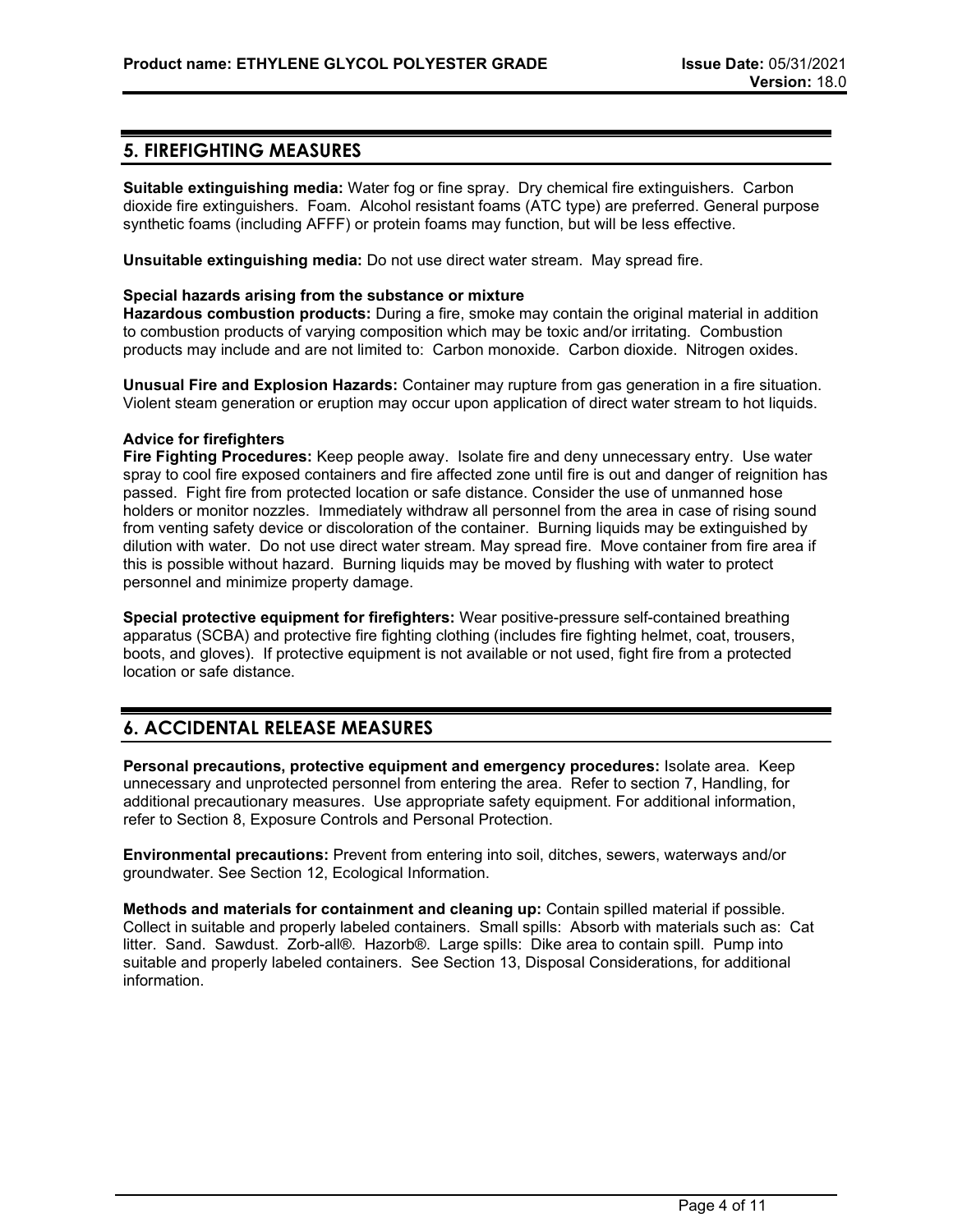## 5. FIREFIGHTING MEASURES

**Suitable extinguishing media:** Water fog or fine spray. Dry chemical fire extinguishers. Carbon dioxide fire extinguishers. Foam. Alcohol resistant foams (ATC type) are preferred. General purpose synthetic foams (including AFFF) or protein foams may function, but will be less effective.

**Unsuitable extinguishing media:** Do not use direct water stream. May spread fire.

**Special hazards arising from the substance or mixture**

**Hazardous combustion products:** During a fire, smoke may contain the original material in addition to combustion products of varying composition which may be toxic and/or irritating. Combustion products may include and are not limited to: Carbon monoxide. Carbon dioxide. Nitrogen oxides.

**Unusual Fire and Explosion Hazards:** Container may rupture from gas generation in a fire situation. Violent steam generation or eruption may occur upon application of direct water stream to hot liquids.

**Advice for firefighters**

**Fire Fighting Procedures:** Keep people away. Isolate fire and deny unnecessary entry. Use water spray to cool fire exposed containers and fire affected zone until fire is out and danger of reignition has passed. Fight fire from protected location or safe distance. Consider the use of unmanned hose holders or monitor nozzles. Immediately withdraw all personnel from the area in case of rising sound from venting safety device or discoloration of the container. Burning liquids may be extinguished by dilution with water. Do not use direct water stream. May spread fire. Move container from fire area if this is possible without hazard. Burning liquids may be moved by flushing with water to protect personnel and minimize property damage.

**Special protective equipment for firefighters:** Wear positive-pressure self-contained breathing apparatus (SCBA) and protective fire fighting clothing (includes fire fighting helmet, coat, trousers, boots, and gloves). If protective equipment is not available or not used, fight fire from a protected location or safe distance.

## 6. ACCIDENTAL RELEASE MEASURES

**Personal precautions, protective equipment and emergency procedures:** Isolate area. Keep unnecessary and unprotected personnel from entering the area. Refer to section 7, Handling, for additional precautionary measures. Use appropriate safety equipment. For additional information, refer to Section 8, Exposure Controls and Personal Protection.

**Environmental precautions:** Prevent from entering into soil, ditches, sewers, waterways and/or groundwater. See Section 12, Ecological Information.

**Methods and materials for containment and cleaning up:** Contain spilled material if possible. Collect in suitable and properly labeled containers. Small spills: Absorb with materials such as: Cat litter. Sand. Sawdust. Zorb-all®. Hazorb®. Large spills: Dike area to contain spill. Pump into suitable and properly labeled containers. See Section 13, Disposal Considerations, for additional information.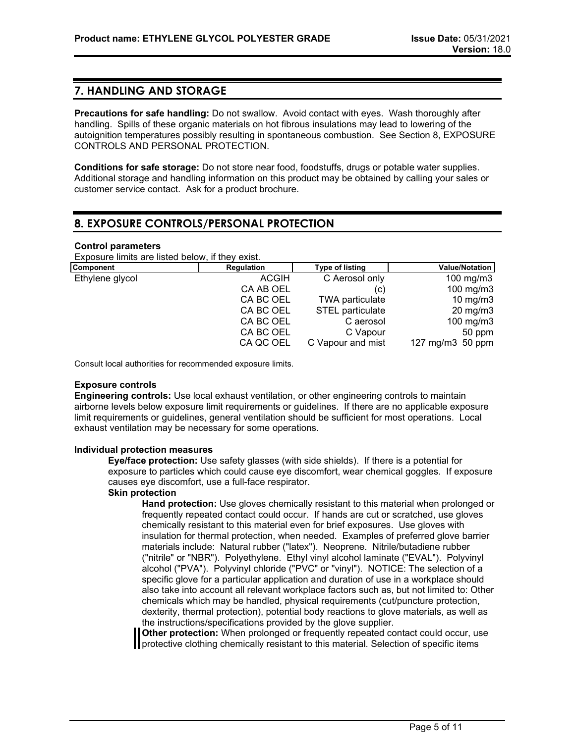## 7. HANDLING AND STORAGE

**Precautions for safe handling:** Do not swallow. Avoid contact with eyes. Wash thoroughly after handling. Spills of these organic materials on hot fibrous insulations may lead to lowering of the autoignition temperatures possibly resulting in spontaneous combustion. See Section 8, EXPOSURE CONTROLS AND PERSONAL PROTECTION.

**Conditions for safe storage:** Do not store near food, foodstuffs, drugs or potable water supplies. Additional storage and handling information on this product may be obtained by calling your sales or customer service contact. Ask for a product brochure.

## 8. EXPOSURE CONTROLS/PERSONAL PROTECTION

**Control parameters**

Exposure limits are listed below, if they exist.

| Component | Regulation | Type of listing | Value/Notation |
|---|---|---|---|
| Ethylene glycol | ACGIH | C Aerosol only | 100 mg/m3 |
| | CA AB OEL | (c) | 100 mg/m3 |
| | CA BC OEL | TWA particulate | 10 mg/m3 |
| | CA BC OEL | STEL particulate | 20 mg/m3 |
| | CA BC OEL | C aerosol | 100 mg/m3 |
| | CA BC OEL | C Vapour | 50 ppm |
| | CA QC OEL | C Vapour and mist | 127 mg/m3 50 ppm |

Consult local authorities for recommended exposure limits.

**Exposure controls**

**Engineering controls:** Use local exhaust ventilation, or other engineering controls to maintain airborne levels below exposure limit requirements or guidelines. If there are no applicable exposure limit requirements or guidelines, general ventilation should be sufficient for most operations. Local exhaust ventilation may be necessary for some operations.

**Individual protection measures**

**Eye/face protection:** Use safety glasses (with side shields). If there is a potential for exposure to particles which could cause eye discomfort, wear chemical goggles. If exposure causes eye discomfort, use a full-face respirator.

**Skin protection**

**Hand protection:** Use gloves chemically resistant to this material when prolonged or frequently repeated contact could occur. If hands are cut or scratched, use gloves chemically resistant to this material even for brief exposures. Use gloves with insulation for thermal protection, when needed. Examples of preferred glove barrier materials include: Natural rubber ("latex"). Neoprene. Nitrile/butadiene rubber ("nitrile" or "NBR"). Polyethylene. Ethyl vinyl alcohol laminate ("EVAL"). Polyvinyl alcohol ("PVA"). Polyvinyl chloride ("PVC" or "vinyl"). NOTICE: The selection of a specific glove for a particular application and duration of use in a workplace should also take into account all relevant workplace factors such as, but not limited to: Other chemicals which may be handled, physical requirements (cut/puncture protection, dexterity, thermal protection), potential body reactions to glove materials, as well as the instructions/specifications provided by the glove supplier.

**Other protection:** When prolonged or frequently repeated contact could occur, use protective clothing chemically resistant to this material. Selection of specific items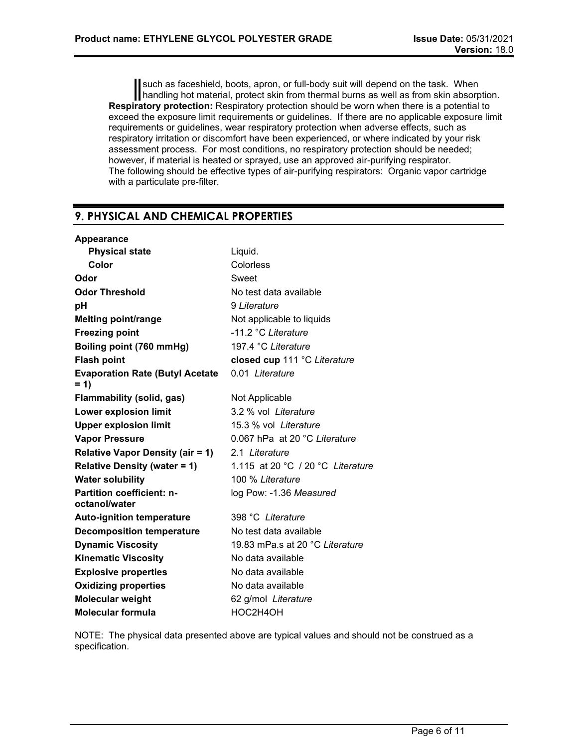such as faceshield, boots, apron, or full-body suit will depend on the task. When handling hot material, protect skin from thermal burns as well as from skin absorption.

**Respiratory protection:** Respiratory protection should be worn when there is a potential to exceed the exposure limit requirements or guidelines. If there are no applicable exposure limit requirements or guidelines, wear respiratory protection when adverse effects, such as respiratory irritation or discomfort have been experienced, or where indicated by your risk assessment process. For most conditions, no respiratory protection should be needed; however, if material is heated or sprayed, use an approved air-purifying respirator. The following should be effective types of air-purifying respirators: Organic vapor cartridge with a particulate pre-filter.

## 9. PHYSICAL AND CHEMICAL PROPERTIES

| Property | Value |
|---|---|
| **Appearance** | |
| **Physical state** | Liquid. |
| **Color** | Colorless |
| **Odor** | Sweet |
| **Odor Threshold** | No test data available |
| **pH** | 9 *Literature* |
| **Melting point/range** | Not applicable to liquids |
| **Freezing point** | -11.2 °C *Literature* |
| **Boiling point (760 mmHg)** | 197.4 °C *Literature* |
| **Flash point** | **closed cup** 111 °C *Literature* |
| **Evaporation Rate (Butyl Acetate = 1)** | 0.01 *Literature* |
| **Flammability (solid, gas)** | Not Applicable |
| **Lower explosion limit** | 3.2 % vol *Literature* |
| **Upper explosion limit** | 15.3 % vol *Literature* |
| **Vapor Pressure** | 0.067 hPa at 20 °C *Literature* |
| **Relative Vapor Density (air = 1)** | 2.1 *Literature* |
| **Relative Density (water = 1)** | 1.115 at 20 °C / 20 °C *Literature* |
| **Water solubility** | 100 % *Literature* |
| **Partition coefficient: n-octanol/water** | log Pow: -1.36 *Measured* |
| **Auto-ignition temperature** | 398 °C *Literature* |
| **Decomposition temperature** | No test data available |
| **Dynamic Viscosity** | 19.83 mPa.s at 20 °C *Literature* |
| **Kinematic Viscosity** | No data available |
| **Explosive properties** | No data available |
| **Oxidizing properties** | No data available |
| **Molecular weight** | 62 g/mol *Literature* |
| **Molecular formula** | $HOC_2H_4OH$ |

NOTE: The physical data presented above are typical values and should not be construed as a specification.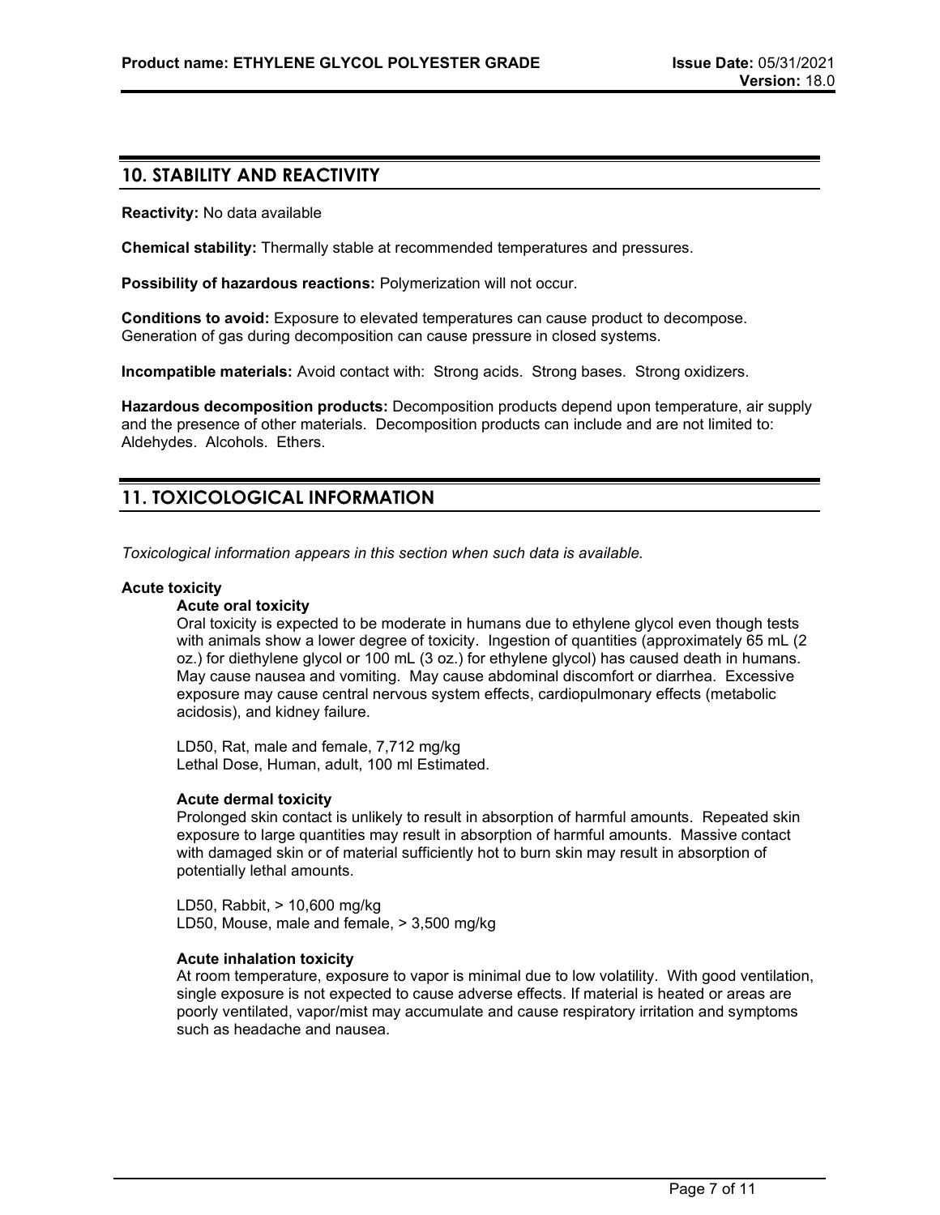## 10. STABILITY AND REACTIVITY

**Reactivity:** No data available

**Chemical stability:** Thermally stable at recommended temperatures and pressures.

**Possibility of hazardous reactions:** Polymerization will not occur.

**Conditions to avoid:** Exposure to elevated temperatures can cause product to decompose. Generation of gas during decomposition can cause pressure in closed systems.

**Incompatible materials:** Avoid contact with: Strong acids. Strong bases. Strong oxidizers.

**Hazardous decomposition products:** Decomposition products depend upon temperature, air supply and the presence of other materials. Decomposition products can include and are not limited to: Aldehydes. Alcohols. Ethers.

## 11. TOXICOLOGICAL INFORMATION

*Toxicological information appears in this section when such data is available.*

**Acute toxicity**

**Acute oral toxicity**

Oral toxicity is expected to be moderate in humans due to ethylene glycol even though tests with animals show a lower degree of toxicity. Ingestion of quantities (approximately 65 mL (2 oz.) for diethylene glycol or 100 mL (3 oz.) for ethylene glycol) has caused death in humans. May cause nausea and vomiting. May cause abdominal discomfort or diarrhea. Excessive exposure may cause central nervous system effects, cardiopulmonary effects (metabolic acidosis), and kidney failure.

LD50, Rat, male and female, 7,712 mg/kg
Lethal Dose, Human, adult, 100 ml Estimated.

**Acute dermal toxicity**

Prolonged skin contact is unlikely to result in absorption of harmful amounts. Repeated skin exposure to large quantities may result in absorption of harmful amounts. Massive contact with damaged skin or of material sufficiently hot to burn skin may result in absorption of potentially lethal amounts.

LD50, Rabbit, > 10,600 mg/kg
LD50, Mouse, male and female, > 3,500 mg/kg

**Acute inhalation toxicity**

At room temperature, exposure to vapor is minimal due to low volatility. With good ventilation, single exposure is not expected to cause adverse effects. If material is heated or areas are poorly ventilated, vapor/mist may accumulate and cause respiratory irritation and symptoms such as headache and nausea.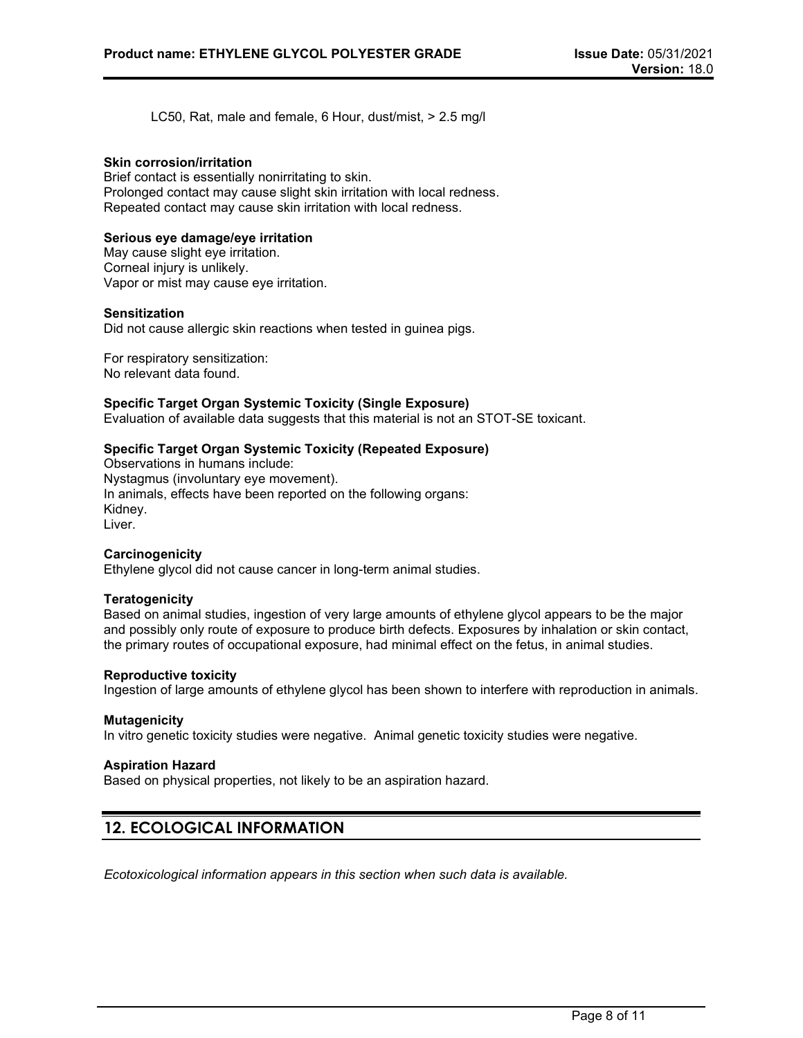LC50, Rat, male and female, 6 Hour, dust/mist, > 2.5 mg/l

**Skin corrosion/irritation**
Brief contact is essentially nonirritating to skin.
Prolonged contact may cause slight skin irritation with local redness.
Repeated contact may cause skin irritation with local redness.

**Serious eye damage/eye irritation**
May cause slight eye irritation.
Corneal injury is unlikely.
Vapor or mist may cause eye irritation.

**Sensitization**
Did not cause allergic skin reactions when tested in guinea pigs.

For respiratory sensitization:
No relevant data found.

**Specific Target Organ Systemic Toxicity (Single Exposure)**
Evaluation of available data suggests that this material is not an STOT-SE toxicant.

**Specific Target Organ Systemic Toxicity (Repeated Exposure)**
Observations in humans include:
Nystagmus (involuntary eye movement).
In animals, effects have been reported on the following organs:
Kidney.
Liver.

**Carcinogenicity**
Ethylene glycol did not cause cancer in long-term animal studies.

**Teratogenicity**
Based on animal studies, ingestion of very large amounts of ethylene glycol appears to be the major and possibly only route of exposure to produce birth defects. Exposures by inhalation or skin contact, the primary routes of occupational exposure, had minimal effect on the fetus, in animal studies.

**Reproductive toxicity**
Ingestion of large amounts of ethylene glycol has been shown to interfere with reproduction in animals.

**Mutagenicity**
In vitro genetic toxicity studies were negative. Animal genetic toxicity studies were negative.

**Aspiration Hazard**
Based on physical properties, not likely to be an aspiration hazard.

## 12. ECOLOGICAL INFORMATION

*Ecotoxicological information appears in this section when such data is available.*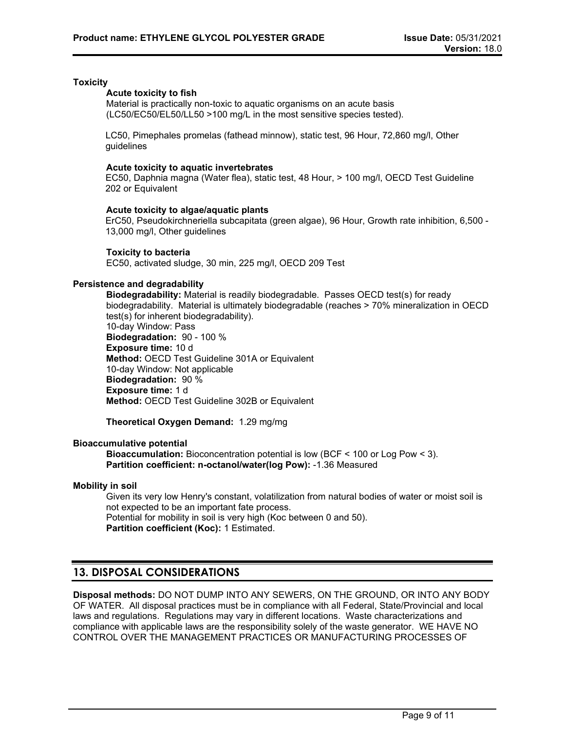### Toxicity

#### Acute toxicity to fish

Material is practically non-toxic to aquatic organisms on an acute basis (LC50/EC50/EL50/LL50 >100 mg/L in the most sensitive species tested).

LC50, Pimephales promelas (fathead minnow), static test, 96 Hour, 72,860 mg/l, Other guidelines

#### Acute toxicity to aquatic invertebrates

EC50, Daphnia magna (Water flea), static test, 48 Hour, > 100 mg/l, OECD Test Guideline 202 or Equivalent

#### Acute toxicity to algae/aquatic plants

ErC50, Pseudokirchneriella subcapitata (green algae), 96 Hour, Growth rate inhibition, 6,500 - 13,000 mg/l, Other guidelines

#### Toxicity to bacteria

EC50, activated sludge, 30 min, 225 mg/l, OECD 209 Test

### Persistence and degradability

**Biodegradability:** Material is readily biodegradable. Passes OECD test(s) for ready biodegradability. Material is ultimately biodegradable (reaches > 70% mineralization in OECD test(s) for inherent biodegradability).
10-day Window: Pass
**Biodegradation:** 90 - 100 %
**Exposure time:** 10 d
**Method:** OECD Test Guideline 301A or Equivalent
10-day Window: Not applicable
**Biodegradation:** 90 %
**Exposure time:** 1 d
**Method:** OECD Test Guideline 302B or Equivalent

**Theoretical Oxygen Demand:** 1.29 mg/mg

### Bioaccumulative potential

**Bioaccumulation:** Bioconcentration potential is low (BCF < 100 or Log Pow < 3).
**Partition coefficient: n-octanol/water(log Pow):** -1.36 Measured

### Mobility in soil

Given its very low Henry's constant, volatilization from natural bodies of water or moist soil is not expected to be an important fate process.
Potential for mobility in soil is very high (Koc between 0 and 50).
**Partition coefficient (Koc):** 1 Estimated.

## 13. DISPOSAL CONSIDERATIONS

**Disposal methods:** DO NOT DUMP INTO ANY SEWERS, ON THE GROUND, OR INTO ANY BODY OF WATER. All disposal practices must be in compliance with all Federal, State/Provincial and local laws and regulations. Regulations may vary in different locations. Waste characterizations and compliance with applicable laws are the responsibility solely of the waste generator. WE HAVE NO CONTROL OVER THE MANAGEMENT PRACTICES OR MANUFACTURING PROCESSES OF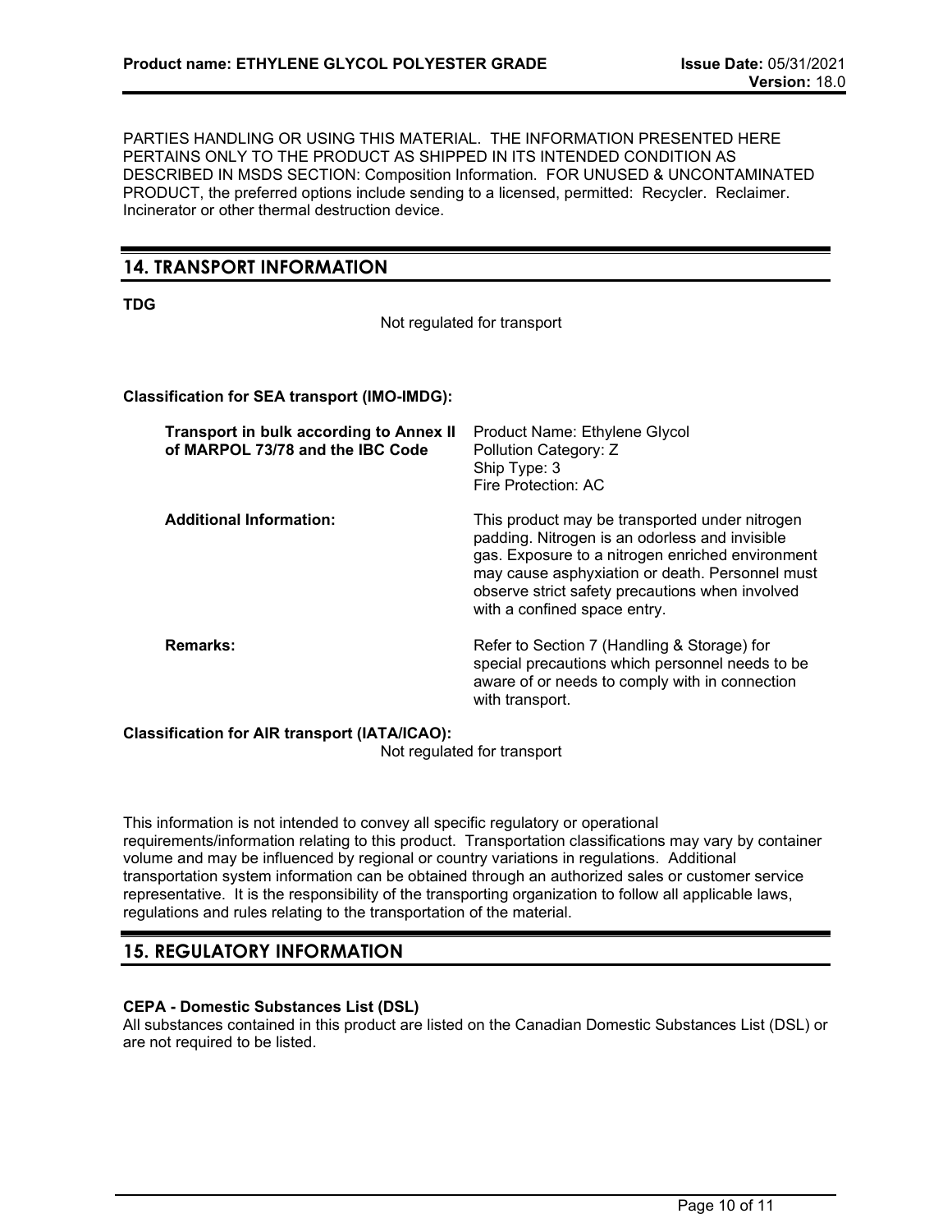PARTIES HANDLING OR USING THIS MATERIAL. THE INFORMATION PRESENTED HERE PERTAINS ONLY TO THE PRODUCT AS SHIPPED IN ITS INTENDED CONDITION AS DESCRIBED IN MSDS SECTION: Composition Information. FOR UNUSED & UNCONTAMINATED PRODUCT, the preferred options include sending to a licensed, permitted: Recycler. Reclaimer. Incinerator or other thermal destruction device.

## 14. TRANSPORT INFORMATION

**TDG**

Not regulated for transport

**Classification for SEA transport (IMO-IMDG):**

| | |
|---|---|
| **Transport in bulk according to Annex II of MARPOL 73/78 and the IBC Code** | Product Name: Ethylene Glycol<br>Pollution Category: Z<br>Ship Type: 3<br>Fire Protection: AC |
| **Additional Information:** | This product may be transported under nitrogen padding. Nitrogen is an odorless and invisible gas. Exposure to a nitrogen enriched environment may cause asphyxiation or death. Personnel must observe strict safety precautions when involved with a confined space entry. |
| **Remarks:** | Refer to Section 7 (Handling & Storage) for special precautions which personnel needs to be aware of or needs to comply with in connection with transport. |

**Classification for AIR transport (IATA/ICAO):**

Not regulated for transport

This information is not intended to convey all specific regulatory or operational requirements/information relating to this product. Transportation classifications may vary by container volume and may be influenced by regional or country variations in regulations. Additional transportation system information can be obtained through an authorized sales or customer service representative. It is the responsibility of the transporting organization to follow all applicable laws, regulations and rules relating to the transportation of the material.

## 15. REGULATORY INFORMATION

**CEPA - Domestic Substances List (DSL)**

All substances contained in this product are listed on the Canadian Domestic Substances List (DSL) or are not required to be listed.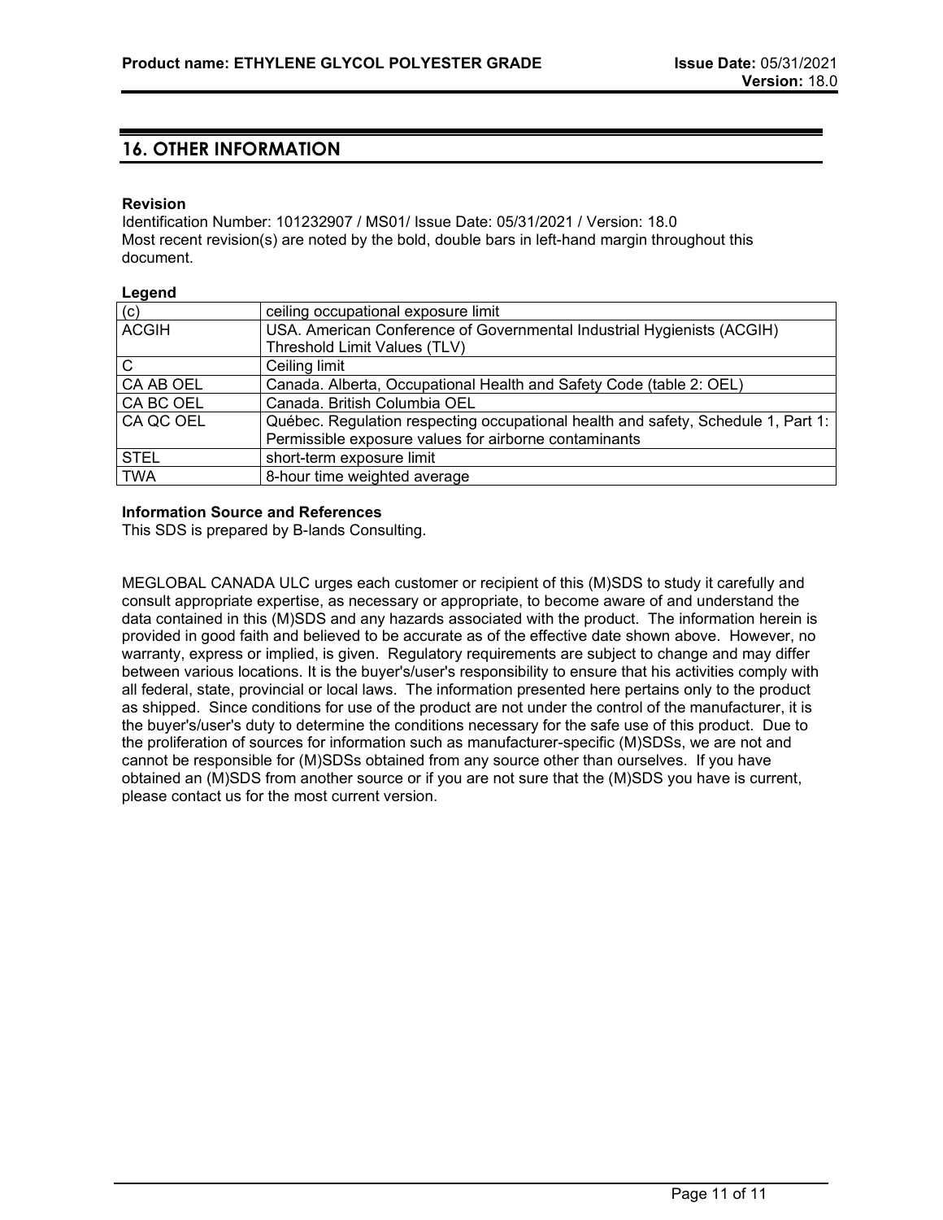## 16. OTHER INFORMATION

**Revision**

Identification Number: 101232907 / MS01/ Issue Date: 05/31/2021 / Version: 18.0
Most recent revision(s) are noted by the bold, double bars in left-hand margin throughout this document.

**Legend**

| | |
|---|---|
| (c) | ceiling occupational exposure limit |
| ACGIH | USA. American Conference of Governmental Industrial Hygienists (ACGIH) Threshold Limit Values (TLV) |
| C | Ceiling limit |
| CA AB OEL | Canada. Alberta, Occupational Health and Safety Code (table 2: OEL) |
| CA BC OEL | Canada. British Columbia OEL |
| CA QC OEL | Québec. Regulation respecting occupational health and safety, Schedule 1, Part 1: Permissible exposure values for airborne contaminants |
| STEL | short-term exposure limit |
| TWA | 8-hour time weighted average |

**Information Source and References**

This SDS is prepared by B-lands Consulting.

MEGLOBAL CANADA ULC urges each customer or recipient of this (M)SDS to study it carefully and consult appropriate expertise, as necessary or appropriate, to become aware of and understand the data contained in this (M)SDS and any hazards associated with the product. The information herein is provided in good faith and believed to be accurate as of the effective date shown above. However, no warranty, express or implied, is given. Regulatory requirements are subject to change and may differ between various locations. It is the buyer's/user's responsibility to ensure that his activities comply with all federal, state, provincial or local laws. The information presented here pertains only to the product as shipped. Since conditions for use of the product are not under the control of the manufacturer, it is the buyer's/user's duty to determine the conditions necessary for the safe use of this product. Due to the proliferation of sources for information such as manufacturer-specific (M)SDSs, we are not and cannot be responsible for (M)SDSs obtained from any source other than ourselves. If you have obtained an (M)SDS from another source or if you are not sure that the (M)SDS you have is current, please contact us for the most current version.